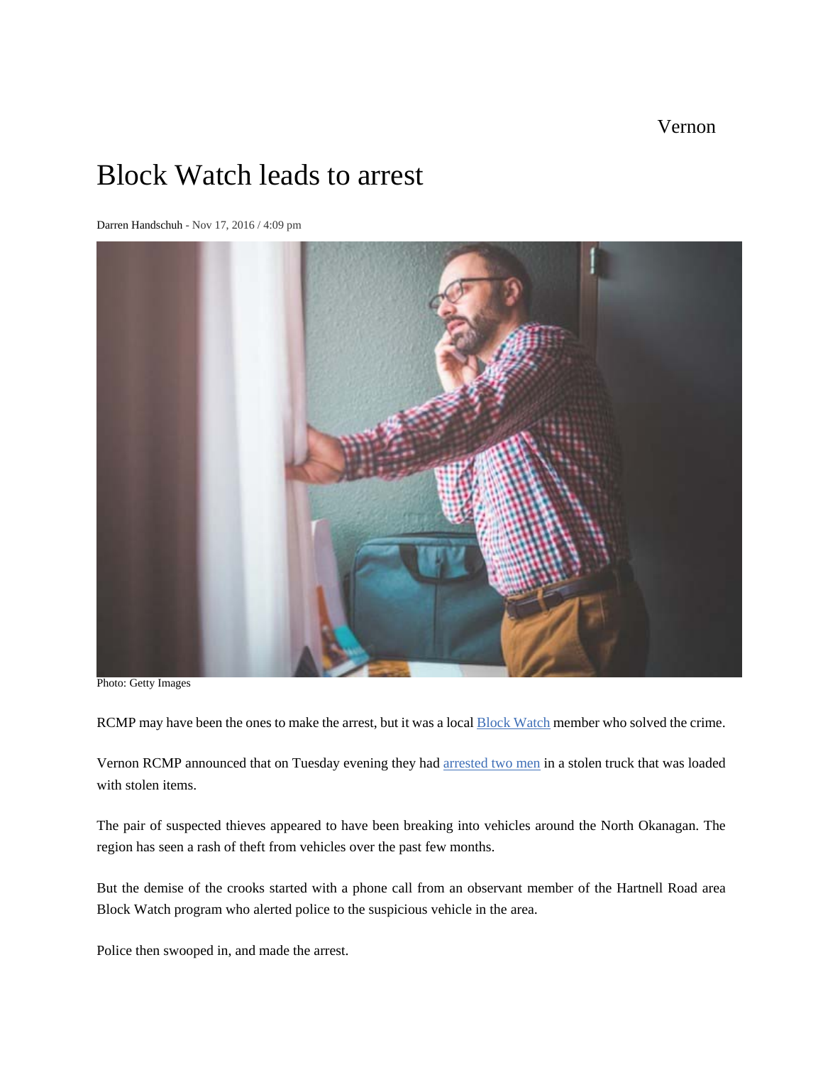Vernon

# Block Watch leads to arrest

Darren Handschuh - Nov 17, 2016 / 4:09 pm

Photo: Getty Images

RCMP may have been the ones to make the arrest, but it was a local Block Watch member who solved the crime.

Vernon RCMP announced that on Tuesday evening they had arrested two men in a stolen truck that was loaded with stolen items.

The pair of suspected thieves appeared to have been breaking into vehicles around the North Okanagan. The region has seen a rash of theft from vehicles over the past few months.

But the demise of the crooks started with a phone call from an observant member of the Hartnell Road area Block Watch program who alerted police to the suspicious vehicle in the area.

Police then swooped in, and made the arrest.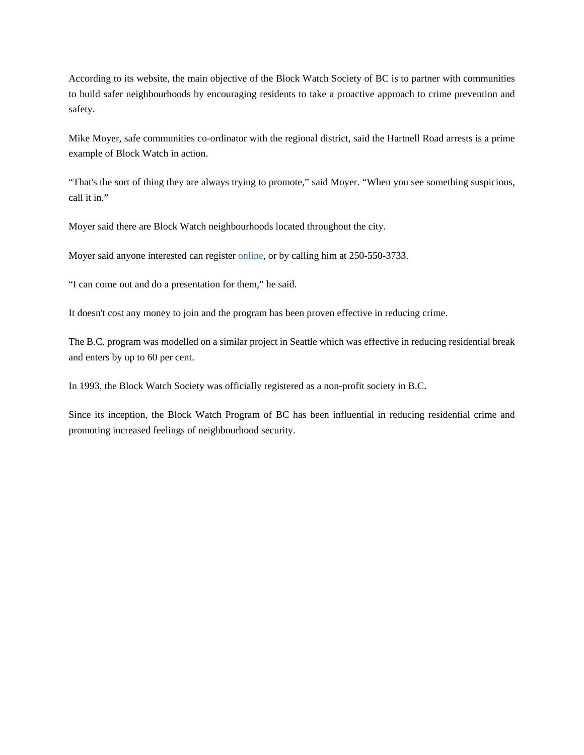According to its website, the main objective of the Block Watch Society of BC is to partner with communities to build safer neighbourhoods by encouraging residents to take a proactive approach to crime prevention and safety.

Mike Moyer, safe communities co-ordinator with the regional district, said the Hartnell Road arrests is a prime example of Block Watch in action.

“That's the sort of thing they are always trying to promote,” said Moyer. “When you see something suspicious, call it in.”

Moyer said there are Block Watch neighbourhoods located throughout the city.

Moyer said anyone interested can register online, or by calling him at 250-550-3733.

“I can come out and do a presentation for them,” he said.

It doesn't cost any money to join and the program has been proven effective in reducing crime.

The B.C. program was modelled on a similar project in Seattle which was effective in reducing residential break and enters by up to 60 per cent.

In 1993, the Block Watch Society was officially registered as a non-profit society in B.C.

Since its inception, the Block Watch Program of BC has been influential in reducing residential crime and promoting increased feelings of neighbourhood security.